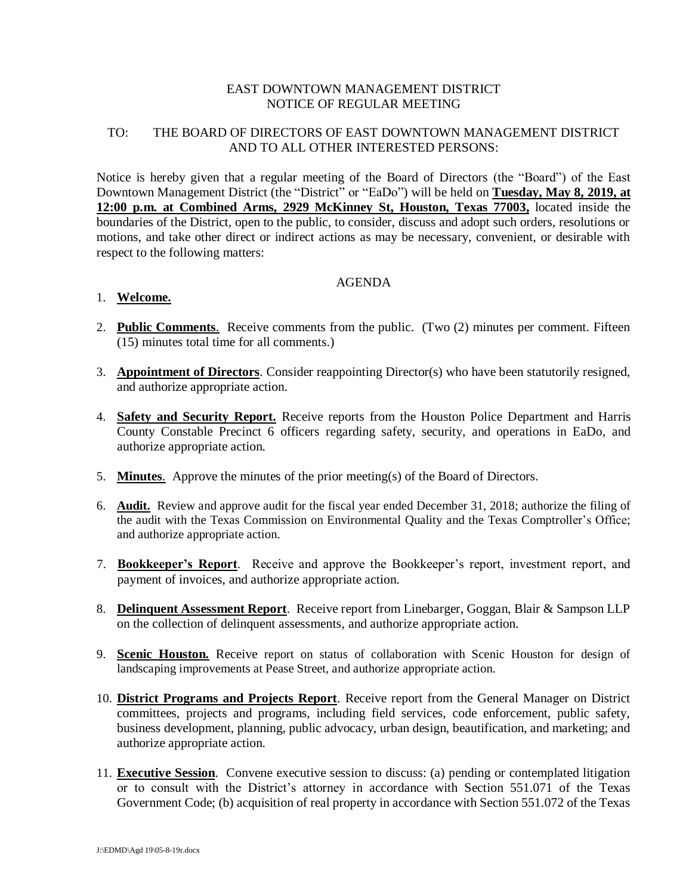EAST DOWNTOWN MANAGEMENT DISTRICT
NOTICE OF REGULAR MEETING

TO: THE BOARD OF DIRECTORS OF EAST DOWNTOWN MANAGEMENT DISTRICT AND TO ALL OTHER INTERESTED PERSONS:

Notice is hereby given that a regular meeting of the Board of Directors (the "Board") of the East Downtown Management District (the "District" or "EaDo") will be held on **Tuesday, May 8, 2019, at 12:00 p.m. at Combined Arms, 2929 McKinney St, Houston, Texas 77003,** located inside the boundaries of the District, open to the public, to consider, discuss and adopt such orders, resolutions or motions, and take other direct or indirect actions as may be necessary, convenient, or desirable with respect to the following matters:

AGENDA

1. **Welcome.**

2. **Public Comments**. Receive comments from the public. (Two (2) minutes per comment. Fifteen (15) minutes total time for all comments.)

3. **Appointment of Directors**. Consider reappointing Director(s) who have been statutorily resigned, and authorize appropriate action.

4. **Safety and Security Report.** Receive reports from the Houston Police Department and Harris County Constable Precinct 6 officers regarding safety, security, and operations in EaDo, and authorize appropriate action.

5. **Minutes**. Approve the minutes of the prior meeting(s) of the Board of Directors.

6. **Audit.** Review and approve audit for the fiscal year ended December 31, 2018; authorize the filing of the audit with the Texas Commission on Environmental Quality and the Texas Comptroller's Office; and authorize appropriate action.

7. **Bookkeeper's Report**. Receive and approve the Bookkeeper's report, investment report, and payment of invoices, and authorize appropriate action.

8. **Delinquent Assessment Report**. Receive report from Linebarger, Goggan, Blair & Sampson LLP on the collection of delinquent assessments, and authorize appropriate action.

9. **Scenic Houston.** Receive report on status of collaboration with Scenic Houston for design of landscaping improvements at Pease Street, and authorize appropriate action.

10. **District Programs and Projects Report**. Receive report from the General Manager on District committees, projects and programs, including field services, code enforcement, public safety, business development, planning, public advocacy, urban design, beautification, and marketing; and authorize appropriate action.

11. **Executive Session**. Convene executive session to discuss: (a) pending or contemplated litigation or to consult with the District's attorney in accordance with Section 551.071 of the Texas Government Code; (b) acquisition of real property in accordance with Section 551.072 of the Texas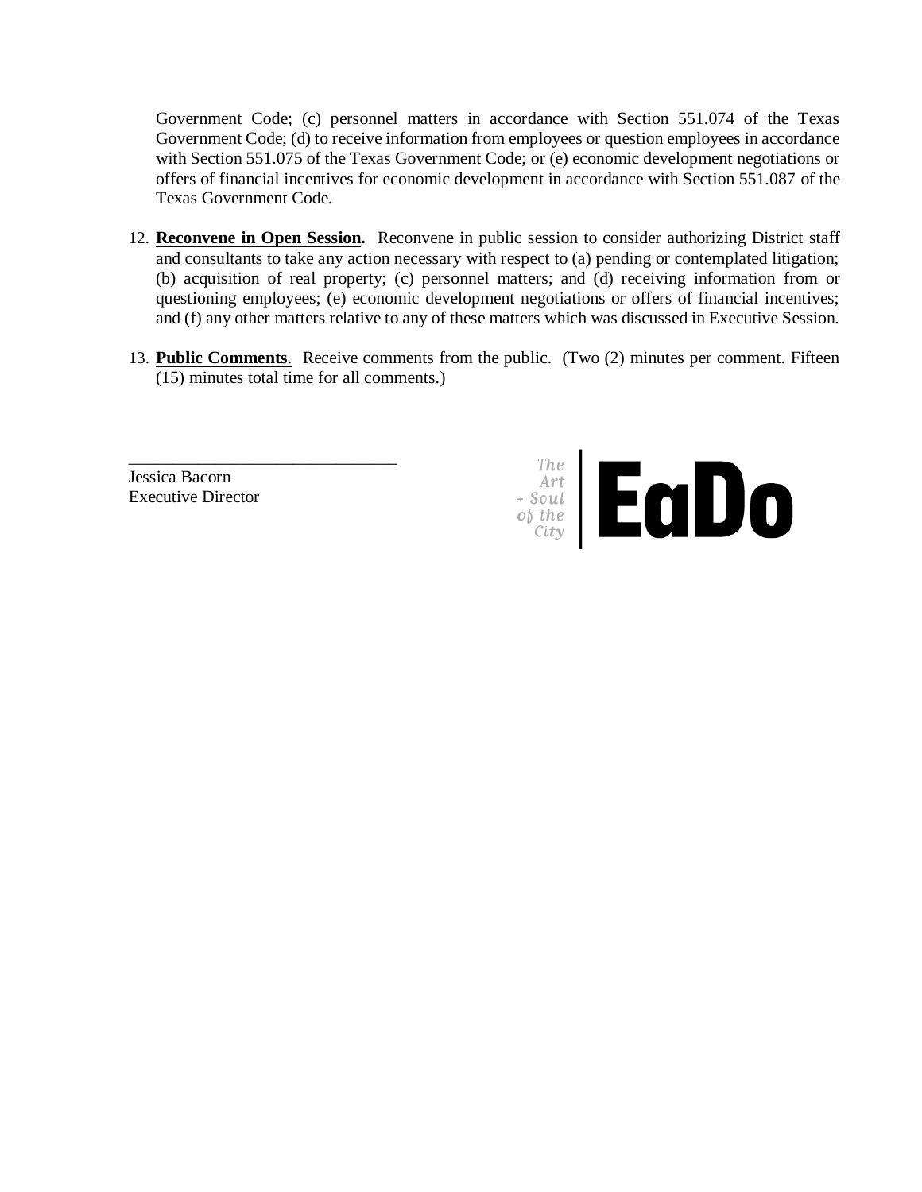Government Code; (c) personnel matters in accordance with Section 551.074 of the Texas Government Code; (d) to receive information from employees or question employees in accordance with Section 551.075 of the Texas Government Code; or (e) economic development negotiations or offers of financial incentives for economic development in accordance with Section 551.087 of the Texas Government Code.

12. **Reconvene in Open Session.** Reconvene in public session to consider authorizing District staff and consultants to take any action necessary with respect to (a) pending or contemplated litigation; (b) acquisition of real property; (c) personnel matters; and (d) receiving information from or questioning employees; (e) economic development negotiations or offers of financial incentives; and (f) any other matters relative to any of these matters which was discussed in Executive Session.

13. **Public Comments**. Receive comments from the public. (Two (2) minutes per comment. Fifteen (15) minutes total time for all comments.)

\_\_\_\_\_\_\_\_\_\_\_\_\_\_\_\_\_\_\_\_\_\_\_\_\_\_\_\_\_\_

Jessica Bacorn
Executive Director

The Art + Soul of the City | EaDo